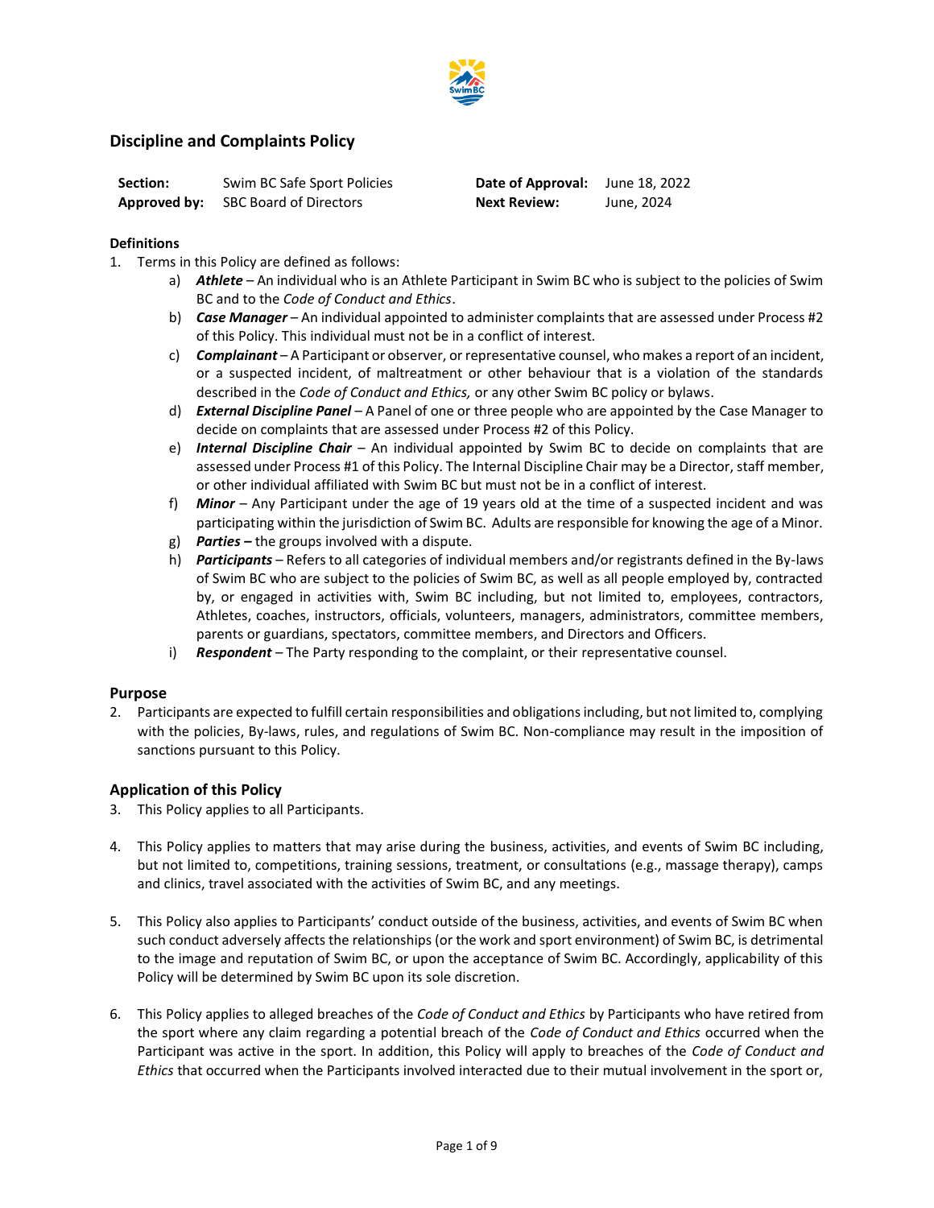## Discipline and Complaints Policy

| | | | |
|---|---|---|---|
| **Section:** | Swim BC Safe Sport Policies | **Date of Approval:** | June 18, 2022 |
| **Approved by:** | SBC Board of Directors | **Next Review:** | June, 2024 |

### Definitions

1. Terms in this Policy are defined as follows:
    a) ***Athlete*** – An individual who is an Athlete Participant in Swim BC who is subject to the policies of Swim BC and to the *Code of Conduct and Ethics*.
    b) ***Case Manager*** – An individual appointed to administer complaints that are assessed under Process #2 of this Policy. This individual must not be in a conflict of interest.
    c) ***Complainant*** – A Participant or observer, or representative counsel, who makes a report of an incident, or a suspected incident, of maltreatment or other behaviour that is a violation of the standards described in the *Code of Conduct and Ethics,* or any other Swim BC policy or bylaws.
    d) ***External Discipline Panel*** – A Panel of one or three people who are appointed by the Case Manager to decide on complaints that are assessed under Process #2 of this Policy.
    e) ***Internal Discipline Chair*** – An individual appointed by Swim BC to decide on complaints that are assessed under Process #1 of this Policy. The Internal Discipline Chair may be a Director, staff member, or other individual affiliated with Swim BC but must not be in a conflict of interest.
    f) ***Minor*** – Any Participant under the age of 19 years old at the time of a suspected incident and was participating within the jurisdiction of Swim BC. Adults are responsible for knowing the age of a Minor.
    g) ***Parties –*** the groups involved with a dispute.
    h) ***Participants*** – Refers to all categories of individual members and/or registrants defined in the By-laws of Swim BC who are subject to the policies of Swim BC, as well as all people employed by, contracted by, or engaged in activities with, Swim BC including, but not limited to, employees, contractors, Athletes, coaches, instructors, officials, volunteers, managers, administrators, committee members, parents or guardians, spectators, committee members, and Directors and Officers.
    i) ***Respondent*** – The Party responding to the complaint, or their representative counsel.

### Purpose

2. Participants are expected to fulfill certain responsibilities and obligations including, but not limited to, complying with the policies, By-laws, rules, and regulations of Swim BC. Non-compliance may result in the imposition of sanctions pursuant to this Policy.

### Application of this Policy

3. This Policy applies to all Participants.

4. This Policy applies to matters that may arise during the business, activities, and events of Swim BC including, but not limited to, competitions, training sessions, treatment, or consultations (e.g., massage therapy), camps and clinics, travel associated with the activities of Swim BC, and any meetings.

5. This Policy also applies to Participants' conduct outside of the business, activities, and events of Swim BC when such conduct adversely affects the relationships (or the work and sport environment) of Swim BC, is detrimental to the image and reputation of Swim BC, or upon the acceptance of Swim BC. Accordingly, applicability of this Policy will be determined by Swim BC upon its sole discretion.

6. This Policy applies to alleged breaches of the *Code of Conduct and Ethics* by Participants who have retired from the sport where any claim regarding a potential breach of the *Code of Conduct and Ethics* occurred when the Participant was active in the sport. In addition, this Policy will apply to breaches of the *Code of Conduct and Ethics* that occurred when the Participants involved interacted due to their mutual involvement in the sport or,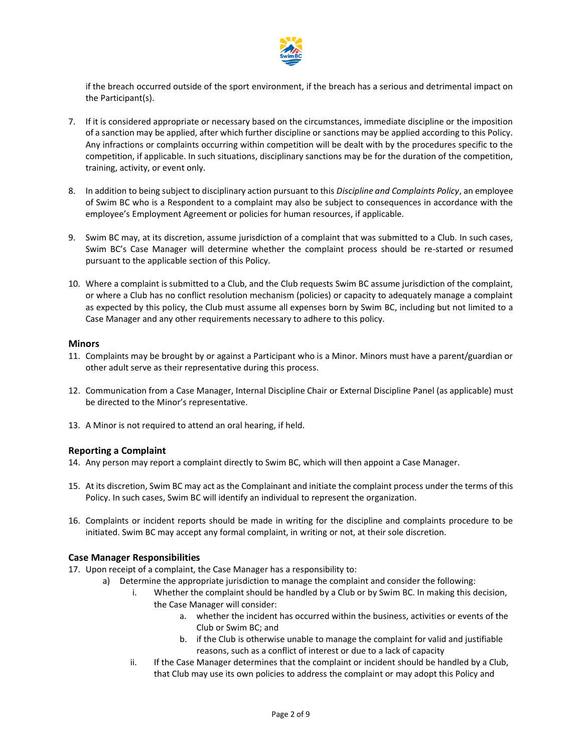if the breach occurred outside of the sport environment, if the breach has a serious and detrimental impact on the Participant(s).

7. If it is considered appropriate or necessary based on the circumstances, immediate discipline or the imposition of a sanction may be applied, after which further discipline or sanctions may be applied according to this Policy. Any infractions or complaints occurring within competition will be dealt with by the procedures specific to the competition, if applicable. In such situations, disciplinary sanctions may be for the duration of the competition, training, activity, or event only.

8. In addition to being subject to disciplinary action pursuant to this *Discipline and Complaints Policy*, an employee of Swim BC who is a Respondent to a complaint may also be subject to consequences in accordance with the employee's Employment Agreement or policies for human resources, if applicable.

9. Swim BC may, at its discretion, assume jurisdiction of a complaint that was submitted to a Club. In such cases, Swim BC's Case Manager will determine whether the complaint process should be re-started or resumed pursuant to the applicable section of this Policy.

10. Where a complaint is submitted to a Club, and the Club requests Swim BC assume jurisdiction of the complaint, or where a Club has no conflict resolution mechanism (policies) or capacity to adequately manage a complaint as expected by this policy, the Club must assume all expenses born by Swim BC, including but not limited to a Case Manager and any other requirements necessary to adhere to this policy.

### Minors

11. Complaints may be brought by or against a Participant who is a Minor. Minors must have a parent/guardian or other adult serve as their representative during this process.

12. Communication from a Case Manager, Internal Discipline Chair or External Discipline Panel (as applicable) must be directed to the Minor's representative.

13. A Minor is not required to attend an oral hearing, if held.

### Reporting a Complaint

14. Any person may report a complaint directly to Swim BC, which will then appoint a Case Manager.

15. At its discretion, Swim BC may act as the Complainant and initiate the complaint process under the terms of this Policy. In such cases, Swim BC will identify an individual to represent the organization.

16. Complaints or incident reports should be made in writing for the discipline and complaints procedure to be initiated. Swim BC may accept any formal complaint, in writing or not, at their sole discretion.

### Case Manager Responsibilities

17. Upon receipt of a complaint, the Case Manager has a responsibility to:
    a) Determine the appropriate jurisdiction to manage the complaint and consider the following:
        i. Whether the complaint should be handled by a Club or by Swim BC. In making this decision, the Case Manager will consider:
            a. whether the incident has occurred within the business, activities or events of the Club or Swim BC; and
            b. if the Club is otherwise unable to manage the complaint for valid and justifiable reasons, such as a conflict of interest or due to a lack of capacity
        ii. If the Case Manager determines that the complaint or incident should be handled by a Club, that Club may use its own policies to address the complaint or may adopt this Policy and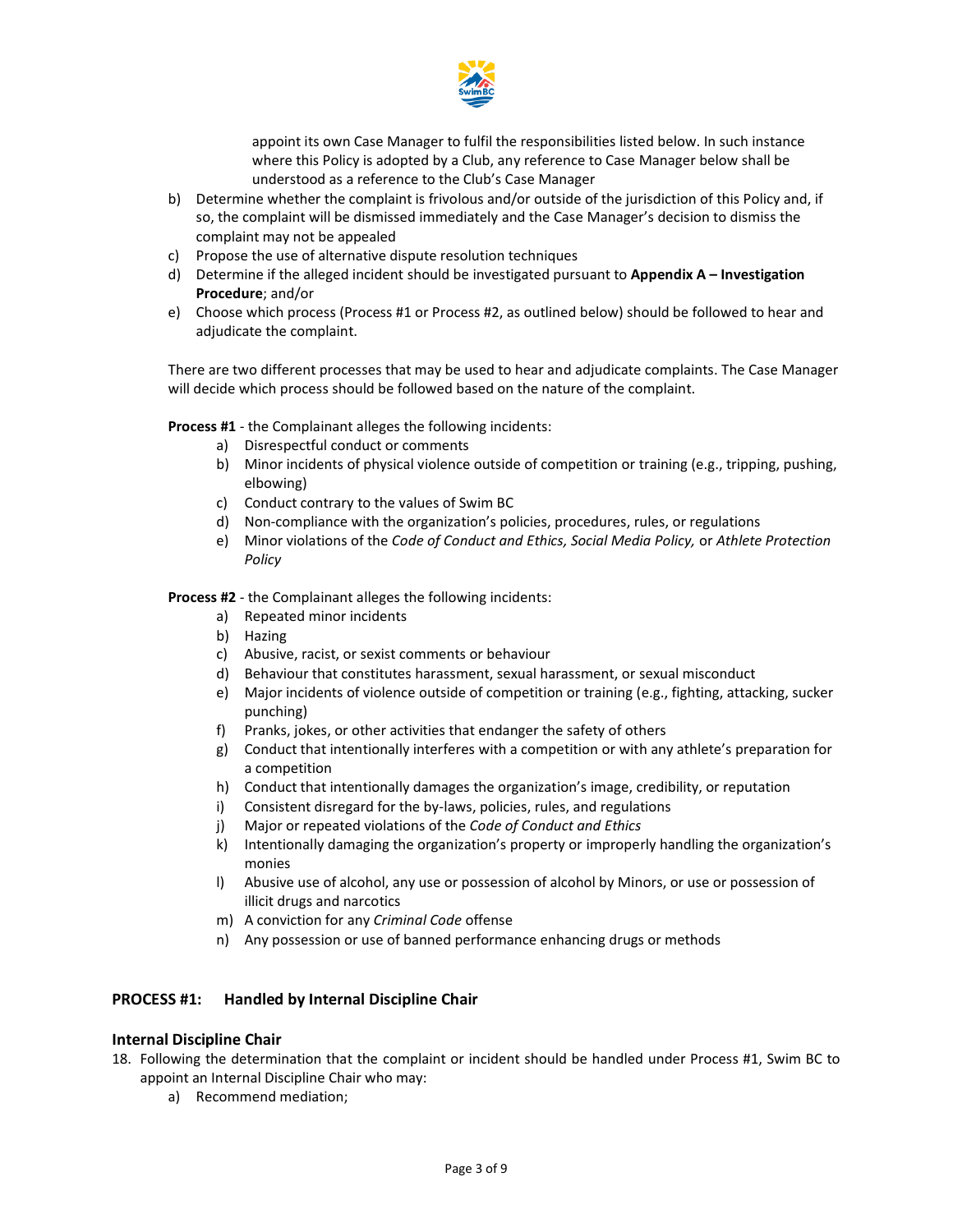appoint its own Case Manager to fulfil the responsibilities listed below. In such instance where this Policy is adopted by a Club, any reference to Case Manager below shall be understood as a reference to the Club's Case Manager

b) Determine whether the complaint is frivolous and/or outside of the jurisdiction of this Policy and, if so, the complaint will be dismissed immediately and the Case Manager's decision to dismiss the complaint may not be appealed
c) Propose the use of alternative dispute resolution techniques
d) Determine if the alleged incident should be investigated pursuant to **Appendix A – Investigation Procedure**; and/or
e) Choose which process (Process #1 or Process #2, as outlined below) should be followed to hear and adjudicate the complaint.

There are two different processes that may be used to hear and adjudicate complaints. The Case Manager will decide which process should be followed based on the nature of the complaint.

**Process #1** - the Complainant alleges the following incidents:

a) Disrespectful conduct or comments
b) Minor incidents of physical violence outside of competition or training (e.g., tripping, pushing, elbowing)
c) Conduct contrary to the values of Swim BC
d) Non-compliance with the organization's policies, procedures, rules, or regulations
e) Minor violations of the *Code of Conduct and Ethics, Social Media Policy,* or *Athlete Protection Policy*

**Process #2** - the Complainant alleges the following incidents:

a) Repeated minor incidents
b) Hazing
c) Abusive, racist, or sexist comments or behaviour
d) Behaviour that constitutes harassment, sexual harassment, or sexual misconduct
e) Major incidents of violence outside of competition or training (e.g., fighting, attacking, sucker punching)
f) Pranks, jokes, or other activities that endanger the safety of others
g) Conduct that intentionally interferes with a competition or with any athlete's preparation for a competition
h) Conduct that intentionally damages the organization's image, credibility, or reputation
i) Consistent disregard for the by-laws, policies, rules, and regulations
j) Major or repeated violations of the *Code of Conduct and Ethics*
k) Intentionally damaging the organization's property or improperly handling the organization's monies
l) Abusive use of alcohol, any use or possession of alcohol by Minors, or use or possession of illicit drugs and narcotics
m) A conviction for any *Criminal Code* offense
n) Any possession or use of banned performance enhancing drugs or methods

## PROCESS #1: Handled by Internal Discipline Chair

### Internal Discipline Chair

18. Following the determination that the complaint or incident should be handled under Process #1, Swim BC to appoint an Internal Discipline Chair who may:
    a) Recommend mediation;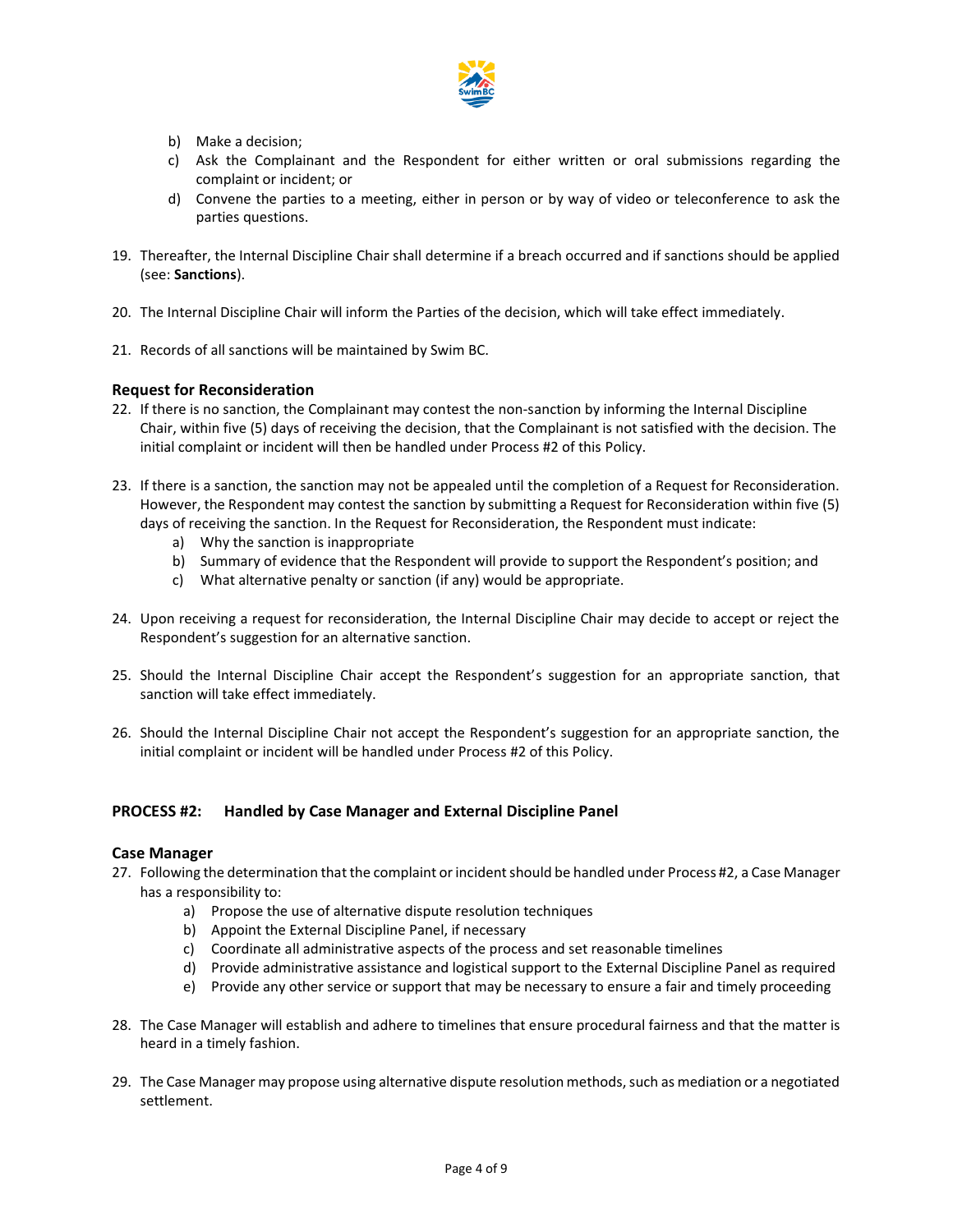b) Make a decision;
c) Ask the Complainant and the Respondent for either written or oral submissions regarding the complaint or incident; or
d) Convene the parties to a meeting, either in person or by way of video or teleconference to ask the parties questions.

19. Thereafter, the Internal Discipline Chair shall determine if a breach occurred and if sanctions should be applied (see: **Sanctions**).

20. The Internal Discipline Chair will inform the Parties of the decision, which will take effect immediately.

21. Records of all sanctions will be maintained by Swim BC.

### Request for Reconsideration

22. If there is no sanction, the Complainant may contest the non-sanction by informing the Internal Discipline Chair, within five (5) days of receiving the decision, that the Complainant is not satisfied with the decision. The initial complaint or incident will then be handled under Process #2 of this Policy.

23. If there is a sanction, the sanction may not be appealed until the completion of a Request for Reconsideration. However, the Respondent may contest the sanction by submitting a Request for Reconsideration within five (5) days of receiving the sanction. In the Request for Reconsideration, the Respondent must indicate:
    a) Why the sanction is inappropriate
    b) Summary of evidence that the Respondent will provide to support the Respondent's position; and
    c) What alternative penalty or sanction (if any) would be appropriate.

24. Upon receiving a request for reconsideration, the Internal Discipline Chair may decide to accept or reject the Respondent's suggestion for an alternative sanction.

25. Should the Internal Discipline Chair accept the Respondent's suggestion for an appropriate sanction, that sanction will take effect immediately.

26. Should the Internal Discipline Chair not accept the Respondent's suggestion for an appropriate sanction, the initial complaint or incident will be handled under Process #2 of this Policy.

## PROCESS #2: Handled by Case Manager and External Discipline Panel

### Case Manager

27. Following the determination that the complaint or incident should be handled under Process #2, a Case Manager has a responsibility to:
    a) Propose the use of alternative dispute resolution techniques
    b) Appoint the External Discipline Panel, if necessary
    c) Coordinate all administrative aspects of the process and set reasonable timelines
    d) Provide administrative assistance and logistical support to the External Discipline Panel as required
    e) Provide any other service or support that may be necessary to ensure a fair and timely proceeding

28. The Case Manager will establish and adhere to timelines that ensure procedural fairness and that the matter is heard in a timely fashion.

29. The Case Manager may propose using alternative dispute resolution methods, such as mediation or a negotiated settlement.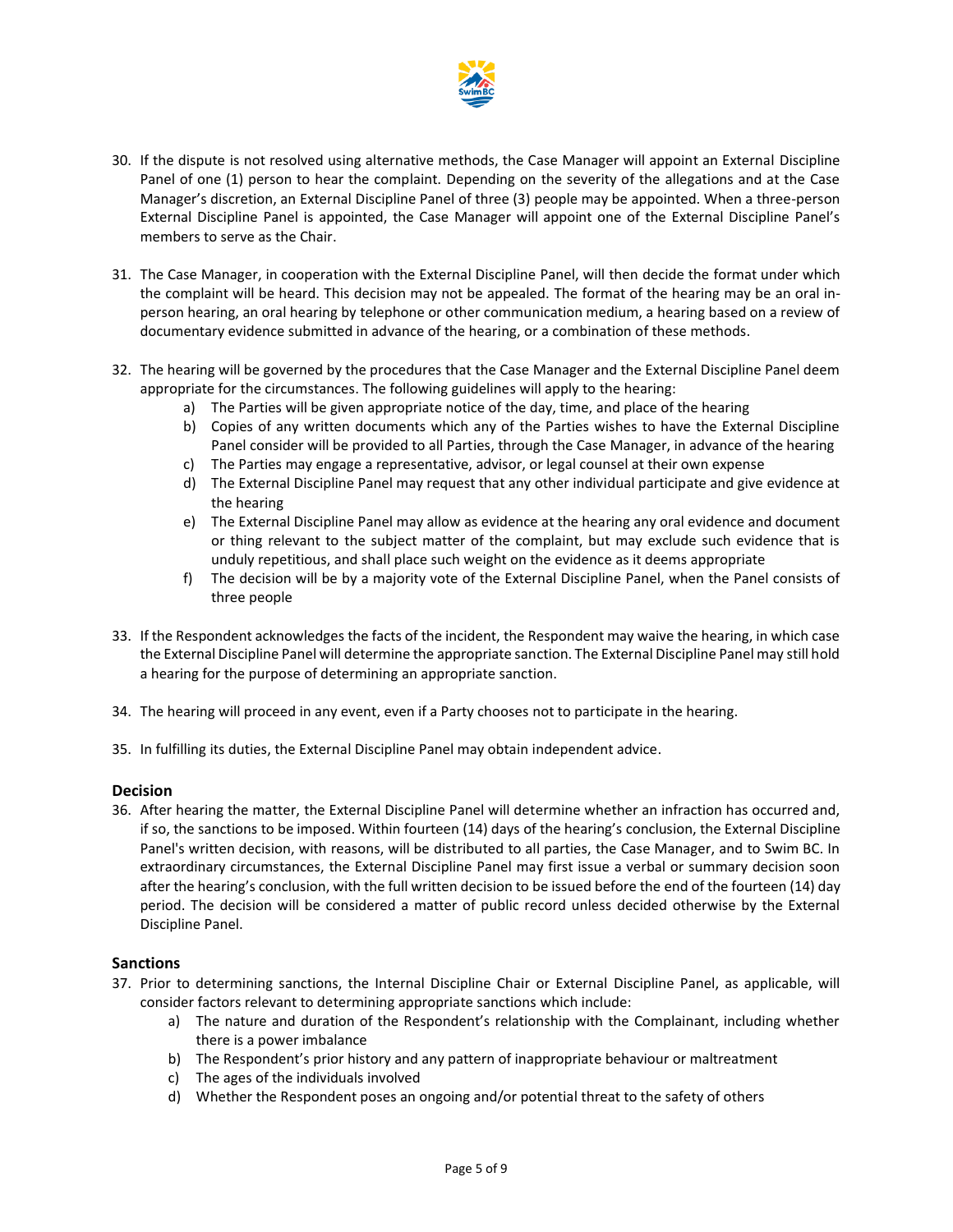30. If the dispute is not resolved using alternative methods, the Case Manager will appoint an External Discipline Panel of one (1) person to hear the complaint. Depending on the severity of the allegations and at the Case Manager's discretion, an External Discipline Panel of three (3) people may be appointed. When a three-person External Discipline Panel is appointed, the Case Manager will appoint one of the External Discipline Panel's members to serve as the Chair.

31. The Case Manager, in cooperation with the External Discipline Panel, will then decide the format under which the complaint will be heard. This decision may not be appealed. The format of the hearing may be an oral in-person hearing, an oral hearing by telephone or other communication medium, a hearing based on a review of documentary evidence submitted in advance of the hearing, or a combination of these methods.

32. The hearing will be governed by the procedures that the Case Manager and the External Discipline Panel deem appropriate for the circumstances. The following guidelines will apply to the hearing:
    a) The Parties will be given appropriate notice of the day, time, and place of the hearing
    b) Copies of any written documents which any of the Parties wishes to have the External Discipline Panel consider will be provided to all Parties, through the Case Manager, in advance of the hearing
    c) The Parties may engage a representative, advisor, or legal counsel at their own expense
    d) The External Discipline Panel may request that any other individual participate and give evidence at the hearing
    e) The External Discipline Panel may allow as evidence at the hearing any oral evidence and document or thing relevant to the subject matter of the complaint, but may exclude such evidence that is unduly repetitious, and shall place such weight on the evidence as it deems appropriate
    f) The decision will be by a majority vote of the External Discipline Panel, when the Panel consists of three people

33. If the Respondent acknowledges the facts of the incident, the Respondent may waive the hearing, in which case the External Discipline Panel will determine the appropriate sanction. The External Discipline Panel may still hold a hearing for the purpose of determining an appropriate sanction.

34. The hearing will proceed in any event, even if a Party chooses not to participate in the hearing.

35. In fulfilling its duties, the External Discipline Panel may obtain independent advice.

## Decision

36. After hearing the matter, the External Discipline Panel will determine whether an infraction has occurred and, if so, the sanctions to be imposed. Within fourteen (14) days of the hearing's conclusion, the External Discipline Panel's written decision, with reasons, will be distributed to all parties, the Case Manager, and to Swim BC. In extraordinary circumstances, the External Discipline Panel may first issue a verbal or summary decision soon after the hearing's conclusion, with the full written decision to be issued before the end of the fourteen (14) day period. The decision will be considered a matter of public record unless decided otherwise by the External Discipline Panel.

## Sanctions

37. Prior to determining sanctions, the Internal Discipline Chair or External Discipline Panel, as applicable, will consider factors relevant to determining appropriate sanctions which include:
    a) The nature and duration of the Respondent's relationship with the Complainant, including whether there is a power imbalance
    b) The Respondent's prior history and any pattern of inappropriate behaviour or maltreatment
    c) The ages of the individuals involved
    d) Whether the Respondent poses an ongoing and/or potential threat to the safety of others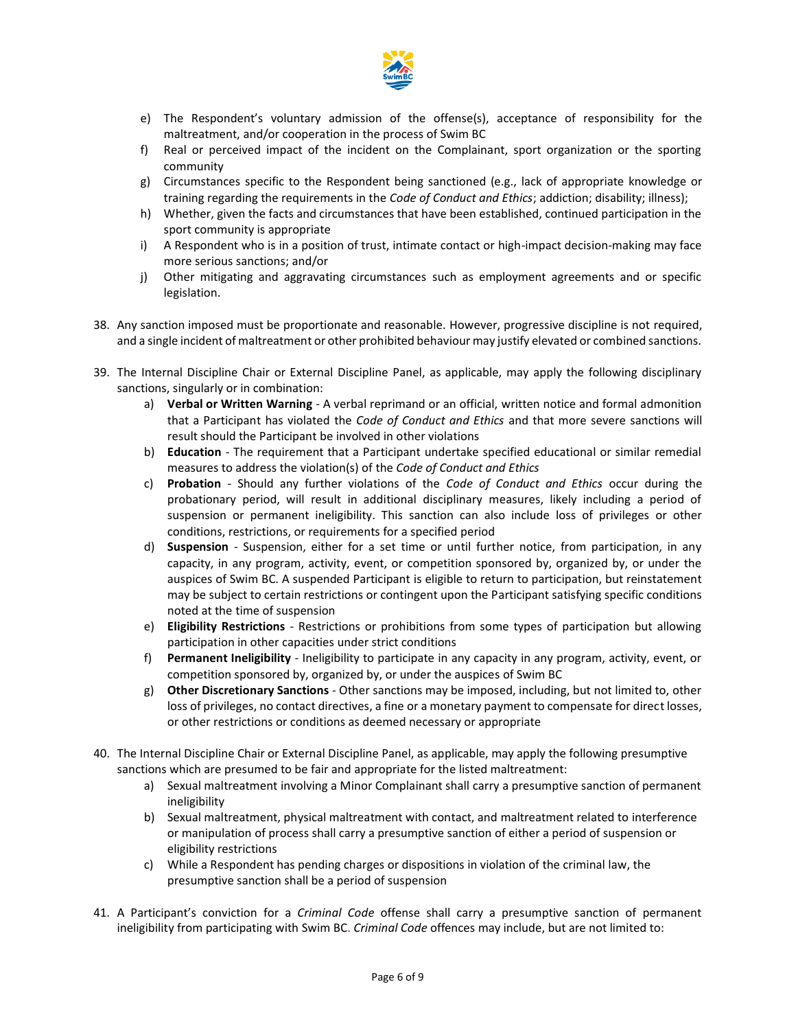e) The Respondent's voluntary admission of the offense(s), acceptance of responsibility for the maltreatment, and/or cooperation in the process of Swim BC
f) Real or perceived impact of the incident on the Complainant, sport organization or the sporting community
g) Circumstances specific to the Respondent being sanctioned (e.g., lack of appropriate knowledge or training regarding the requirements in the *Code of Conduct and Ethics*; addiction; disability; illness);
h) Whether, given the facts and circumstances that have been established, continued participation in the sport community is appropriate
i) A Respondent who is in a position of trust, intimate contact or high-impact decision-making may face more serious sanctions; and/or
j) Other mitigating and aggravating circumstances such as employment agreements and or specific legislation.

38. Any sanction imposed must be proportionate and reasonable. However, progressive discipline is not required, and a single incident of maltreatment or other prohibited behaviour may justify elevated or combined sanctions.

39. The Internal Discipline Chair or External Discipline Panel, as applicable, may apply the following disciplinary sanctions, singularly or in combination:
    a) **Verbal or Written Warning** - A verbal reprimand or an official, written notice and formal admonition that a Participant has violated the *Code of Conduct and Ethics* and that more severe sanctions will result should the Participant be involved in other violations
    b) **Education** - The requirement that a Participant undertake specified educational or similar remedial measures to address the violation(s) of the *Code of Conduct and Ethics*
    c) **Probation** - Should any further violations of the *Code of Conduct and Ethics* occur during the probationary period, will result in additional disciplinary measures, likely including a period of suspension or permanent ineligibility. This sanction can also include loss of privileges or other conditions, restrictions, or requirements for a specified period
    d) **Suspension** - Suspension, either for a set time or until further notice, from participation, in any capacity, in any program, activity, event, or competition sponsored by, organized by, or under the auspices of Swim BC. A suspended Participant is eligible to return to participation, but reinstatement may be subject to certain restrictions or contingent upon the Participant satisfying specific conditions noted at the time of suspension
    e) **Eligibility Restrictions** - Restrictions or prohibitions from some types of participation but allowing participation in other capacities under strict conditions
    f) **Permanent Ineligibility** - Ineligibility to participate in any capacity in any program, activity, event, or competition sponsored by, organized by, or under the auspices of Swim BC
    g) **Other Discretionary Sanctions** - Other sanctions may be imposed, including, but not limited to, other loss of privileges, no contact directives, a fine or a monetary payment to compensate for direct losses, or other restrictions or conditions as deemed necessary or appropriate

40. The Internal Discipline Chair or External Discipline Panel, as applicable, may apply the following presumptive sanctions which are presumed to be fair and appropriate for the listed maltreatment:
    a) Sexual maltreatment involving a Minor Complainant shall carry a presumptive sanction of permanent ineligibility
    b) Sexual maltreatment, physical maltreatment with contact, and maltreatment related to interference or manipulation of process shall carry a presumptive sanction of either a period of suspension or eligibility restrictions
    c) While a Respondent has pending charges or dispositions in violation of the criminal law, the presumptive sanction shall be a period of suspension

41. A Participant's conviction for a *Criminal Code* offense shall carry a presumptive sanction of permanent ineligibility from participating with Swim BC. *Criminal Code* offences may include, but are not limited to: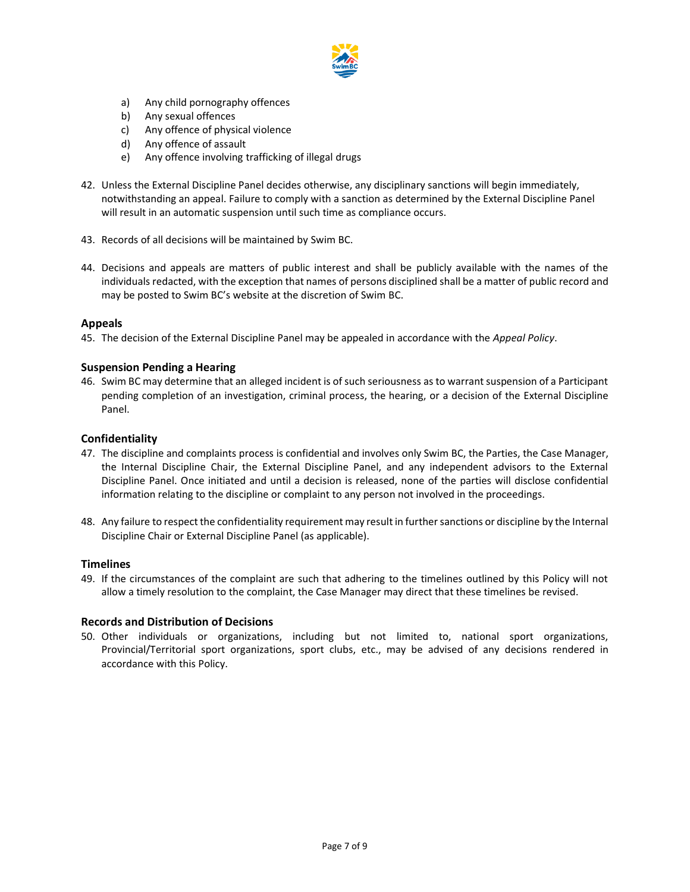a) Any child pornography offences
b) Any sexual offences
c) Any offence of physical violence
d) Any offence of assault
e) Any offence involving trafficking of illegal drugs

42. Unless the External Discipline Panel decides otherwise, any disciplinary sanctions will begin immediately, notwithstanding an appeal. Failure to comply with a sanction as determined by the External Discipline Panel will result in an automatic suspension until such time as compliance occurs.

43. Records of all decisions will be maintained by Swim BC.

44. Decisions and appeals are matters of public interest and shall be publicly available with the names of the individuals redacted, with the exception that names of persons disciplined shall be a matter of public record and may be posted to Swim BC's website at the discretion of Swim BC.

## Appeals

45. The decision of the External Discipline Panel may be appealed in accordance with the *Appeal Policy*.

## Suspension Pending a Hearing

46. Swim BC may determine that an alleged incident is of such seriousness as to warrant suspension of a Participant pending completion of an investigation, criminal process, the hearing, or a decision of the External Discipline Panel.

## Confidentiality

47. The discipline and complaints process is confidential and involves only Swim BC, the Parties, the Case Manager, the Internal Discipline Chair, the External Discipline Panel, and any independent advisors to the External Discipline Panel. Once initiated and until a decision is released, none of the parties will disclose confidential information relating to the discipline or complaint to any person not involved in the proceedings.

48. Any failure to respect the confidentiality requirement may result in further sanctions or discipline by the Internal Discipline Chair or External Discipline Panel (as applicable).

## Timelines

49. If the circumstances of the complaint are such that adhering to the timelines outlined by this Policy will not allow a timely resolution to the complaint, the Case Manager may direct that these timelines be revised.

## Records and Distribution of Decisions

50. Other individuals or organizations, including but not limited to, national sport organizations, Provincial/Territorial sport organizations, sport clubs, etc., may be advised of any decisions rendered in accordance with this Policy.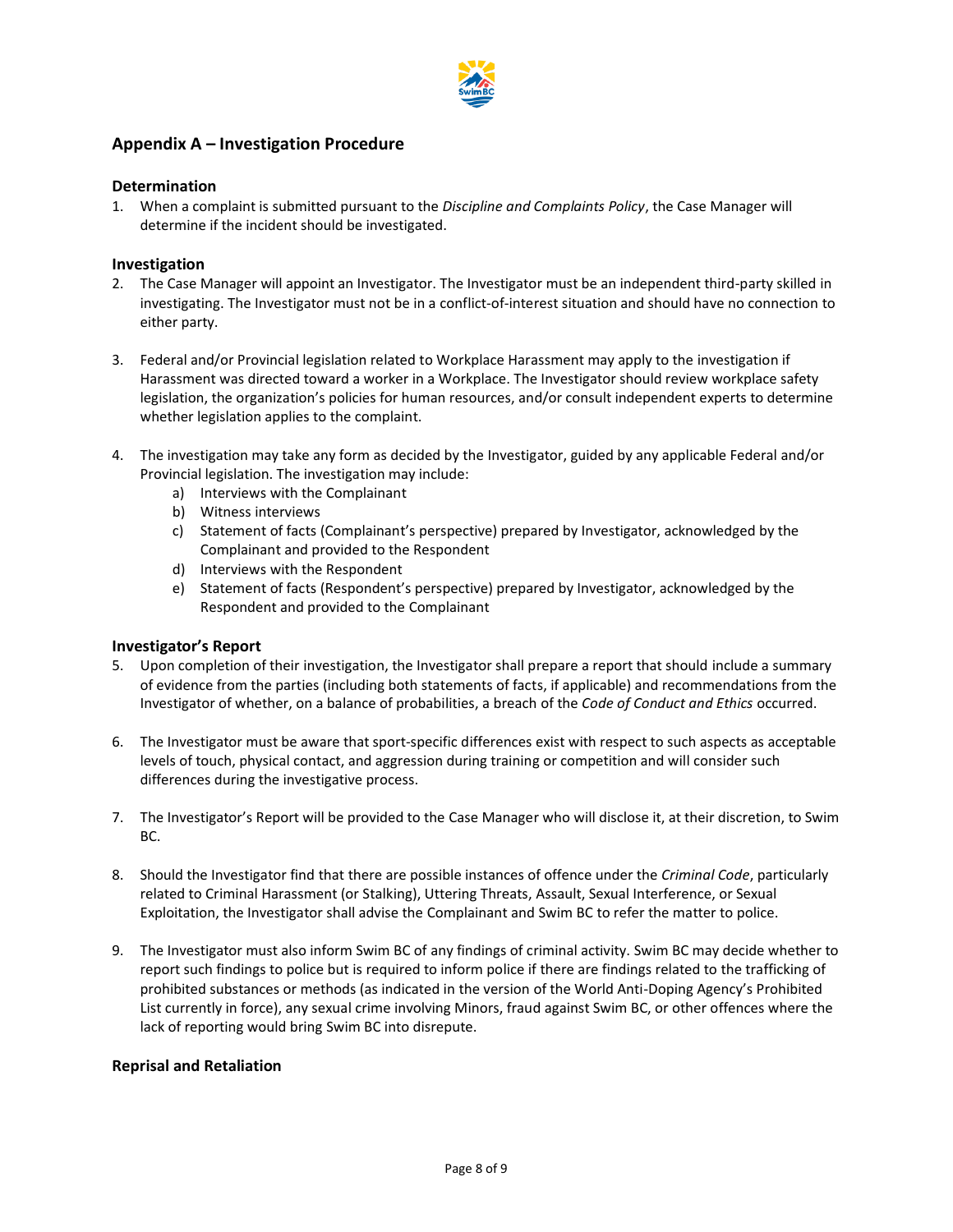## Appendix A – Investigation Procedure

### Determination

1. When a complaint is submitted pursuant to the *Discipline and Complaints Policy*, the Case Manager will determine if the incident should be investigated.

### Investigation

2. The Case Manager will appoint an Investigator. The Investigator must be an independent third-party skilled in investigating. The Investigator must not be in a conflict-of-interest situation and should have no connection to either party.

3. Federal and/or Provincial legislation related to Workplace Harassment may apply to the investigation if Harassment was directed toward a worker in a Workplace. The Investigator should review workplace safety legislation, the organization's policies for human resources, and/or consult independent experts to determine whether legislation applies to the complaint.

4. The investigation may take any form as decided by the Investigator, guided by any applicable Federal and/or Provincial legislation. The investigation may include:
    a) Interviews with the Complainant
    b) Witness interviews
    c) Statement of facts (Complainant's perspective) prepared by Investigator, acknowledged by the Complainant and provided to the Respondent
    d) Interviews with the Respondent
    e) Statement of facts (Respondent's perspective) prepared by Investigator, acknowledged by the Respondent and provided to the Complainant

### Investigator's Report

5. Upon completion of their investigation, the Investigator shall prepare a report that should include a summary of evidence from the parties (including both statements of facts, if applicable) and recommendations from the Investigator of whether, on a balance of probabilities, a breach of the *Code of Conduct and Ethics* occurred.

6. The Investigator must be aware that sport-specific differences exist with respect to such aspects as acceptable levels of touch, physical contact, and aggression during training or competition and will consider such differences during the investigative process.

7. The Investigator's Report will be provided to the Case Manager who will disclose it, at their discretion, to Swim BC.

8. Should the Investigator find that there are possible instances of offence under the *Criminal Code*, particularly related to Criminal Harassment (or Stalking), Uttering Threats, Assault, Sexual Interference, or Sexual Exploitation, the Investigator shall advise the Complainant and Swim BC to refer the matter to police.

9. The Investigator must also inform Swim BC of any findings of criminal activity. Swim BC may decide whether to report such findings to police but is required to inform police if there are findings related to the trafficking of prohibited substances or methods (as indicated in the version of the World Anti-Doping Agency's Prohibited List currently in force), any sexual crime involving Minors, fraud against Swim BC, or other offences where the lack of reporting would bring Swim BC into disrepute.

### Reprisal and Retaliation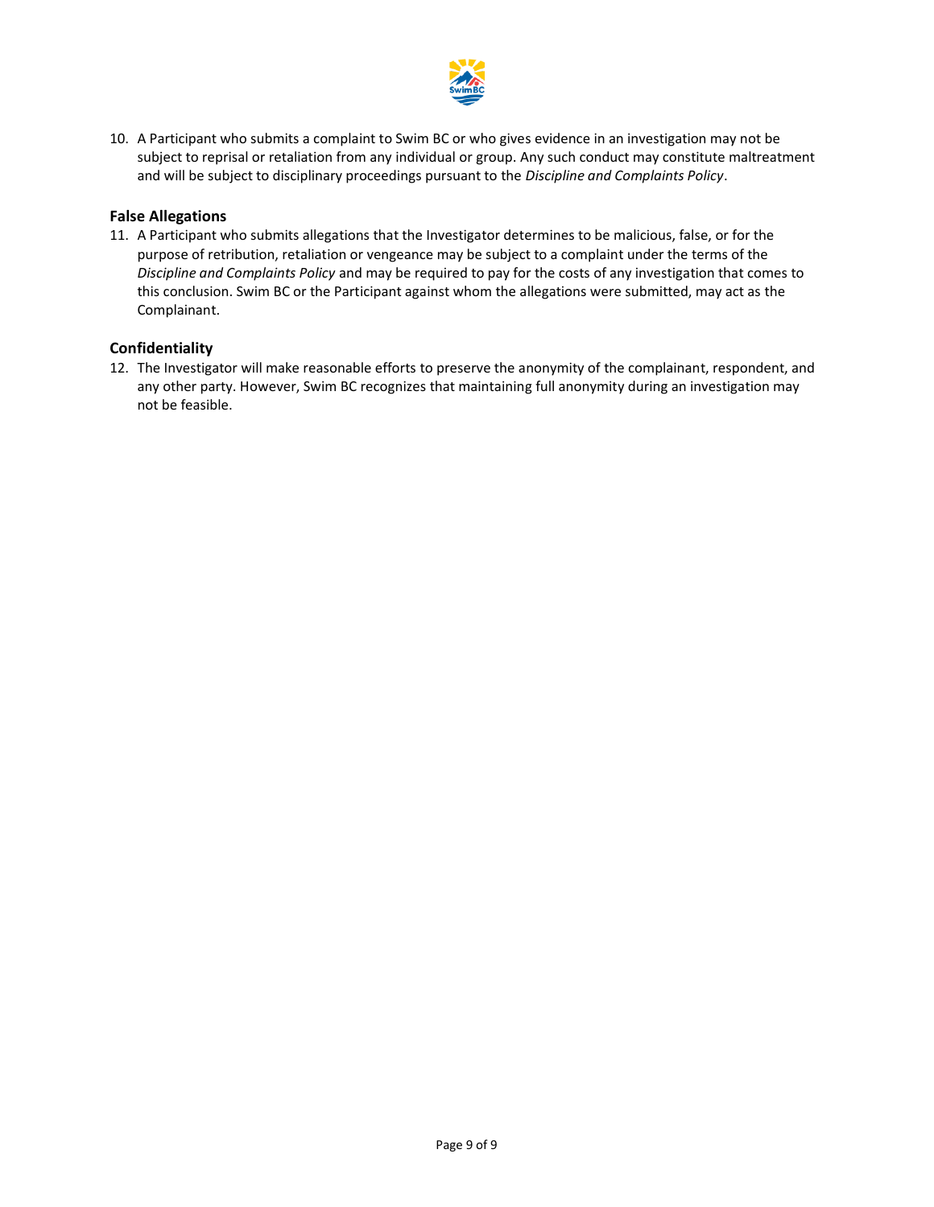10. A Participant who submits a complaint to Swim BC or who gives evidence in an investigation may not be subject to reprisal or retaliation from any individual or group. Any such conduct may constitute maltreatment and will be subject to disciplinary proceedings pursuant to the *Discipline and Complaints Policy*.

### False Allegations

11. A Participant who submits allegations that the Investigator determines to be malicious, false, or for the purpose of retribution, retaliation or vengeance may be subject to a complaint under the terms of the *Discipline and Complaints Policy* and may be required to pay for the costs of any investigation that comes to this conclusion. Swim BC or the Participant against whom the allegations were submitted, may act as the Complainant.

### Confidentiality

12. The Investigator will make reasonable efforts to preserve the anonymity of the complainant, respondent, and any other party. However, Swim BC recognizes that maintaining full anonymity during an investigation may not be feasible.